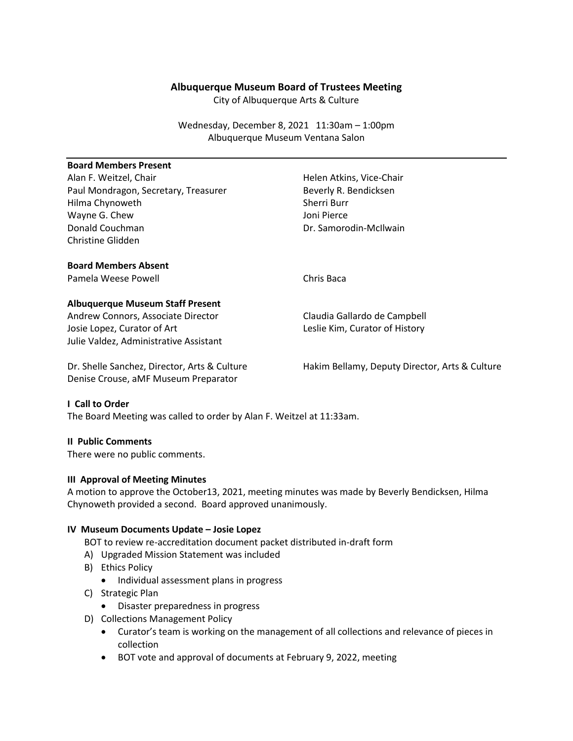# Albuquerque Museum Board of Trustees Meeting

City of Albuquerque Arts & Culture

Wednesday, December 8, 2021 11:30am – 1:00pm
Albuquerque Museum Ventana Salon

---

**Board Members Present**

Alan F. Weitzel, Chair
Helen Atkins, Vice-Chair
Paul Mondragon, Secretary, Treasurer
Beverly R. Bendicksen
Hilma Chynoweth
Sherri Burr
Wayne G. Chew
Joni Pierce
Donald Couchman
Dr. Samorodin-McIlwain
Christine Glidden

**Board Members Absent**

Pamela Weese Powell
Chris Baca

**Albuquerque Museum Staff Present**

Andrew Connors, Associate Director
Claudia Gallardo de Campbell
Josie Lopez, Curator of Art
Leslie Kim, Curator of History
Julie Valdez, Administrative Assistant

Dr. Shelle Sanchez, Director, Arts & Culture
Hakim Bellamy, Deputy Director, Arts & Culture
Denise Crouse, aMF Museum Preparator

**I Call to Order**

The Board Meeting was called to order by Alan F. Weitzel at 11:33am.

**II Public Comments**

There were no public comments.

**III Approval of Meeting Minutes**

A motion to approve the October13, 2021, meeting minutes was made by Beverly Bendicksen, Hilma Chynoweth provided a second. Board approved unanimously.

**IV Museum Documents Update – Josie Lopez**

BOT to review re-accreditation document packet distributed in-draft form

A) Upgraded Mission Statement was included
B) Ethics Policy
   - Individual assessment plans in progress
C) Strategic Plan
   - Disaster preparedness in progress
D) Collections Management Policy
   - Curator's team is working on the management of all collections and relevance of pieces in collection
   - BOT vote and approval of documents at February 9, 2022, meeting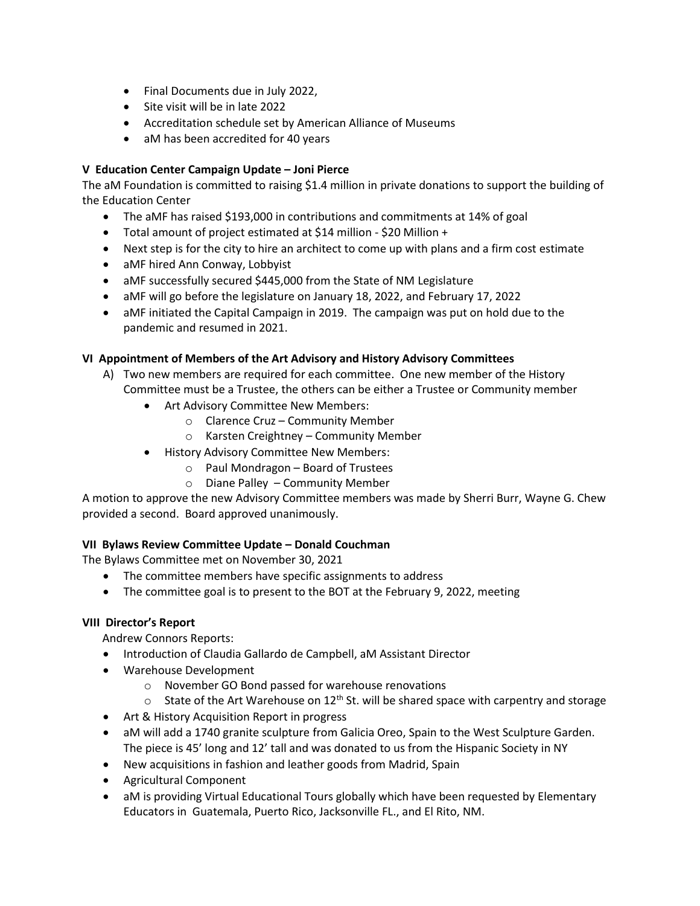- Final Documents due in July 2022,
- Site visit will be in late 2022
- Accreditation schedule set by American Alliance of Museums
- aM has been accredited for 40 years

**V Education Center Campaign Update – Joni Pierce**

The aM Foundation is committed to raising $1.4 million in private donations to support the building of the Education Center

- The aMF has raised $193,000 in contributions and commitments at 14% of goal
- Total amount of project estimated at $14 million - $20 Million +
- Next step is for the city to hire an architect to come up with plans and a firm cost estimate
- aMF hired Ann Conway, Lobbyist
- aMF successfully secured $445,000 from the State of NM Legislature
- aMF will go before the legislature on January 18, 2022, and February 17, 2022
- aMF initiated the Capital Campaign in 2019. The campaign was put on hold due to the pandemic and resumed in 2021.

**VI Appointment of Members of the Art Advisory and History Advisory Committees**

A) Two new members are required for each committee. One new member of the History Committee must be a Trustee, the others can be either a Trustee or Community member
   - Art Advisory Committee New Members:
     - Clarence Cruz – Community Member
     - Karsten Creightney – Community Member
   - History Advisory Committee New Members:
     - Paul Mondragon – Board of Trustees
     - Diane Palley – Community Member

A motion to approve the new Advisory Committee members was made by Sherri Burr, Wayne G. Chew provided a second. Board approved unanimously.

**VII Bylaws Review Committee Update – Donald Couchman**

The Bylaws Committee met on November 30, 2021

- The committee members have specific assignments to address
- The committee goal is to present to the BOT at the February 9, 2022, meeting

**VIII Director's Report**

Andrew Connors Reports:

- Introduction of Claudia Gallardo de Campbell, aM Assistant Director
- Warehouse Development
  - November GO Bond passed for warehouse renovations
  - State of the Art Warehouse on 12th St. will be shared space with carpentry and storage
- Art & History Acquisition Report in progress
- aM will add a 1740 granite sculpture from Galicia Oreo, Spain to the West Sculpture Garden. The piece is 45' long and 12' tall and was donated to us from the Hispanic Society in NY
- New acquisitions in fashion and leather goods from Madrid, Spain
- Agricultural Component
- aM is providing Virtual Educational Tours globally which have been requested by Elementary Educators in Guatemala, Puerto Rico, Jacksonville FL., and El Rito, NM.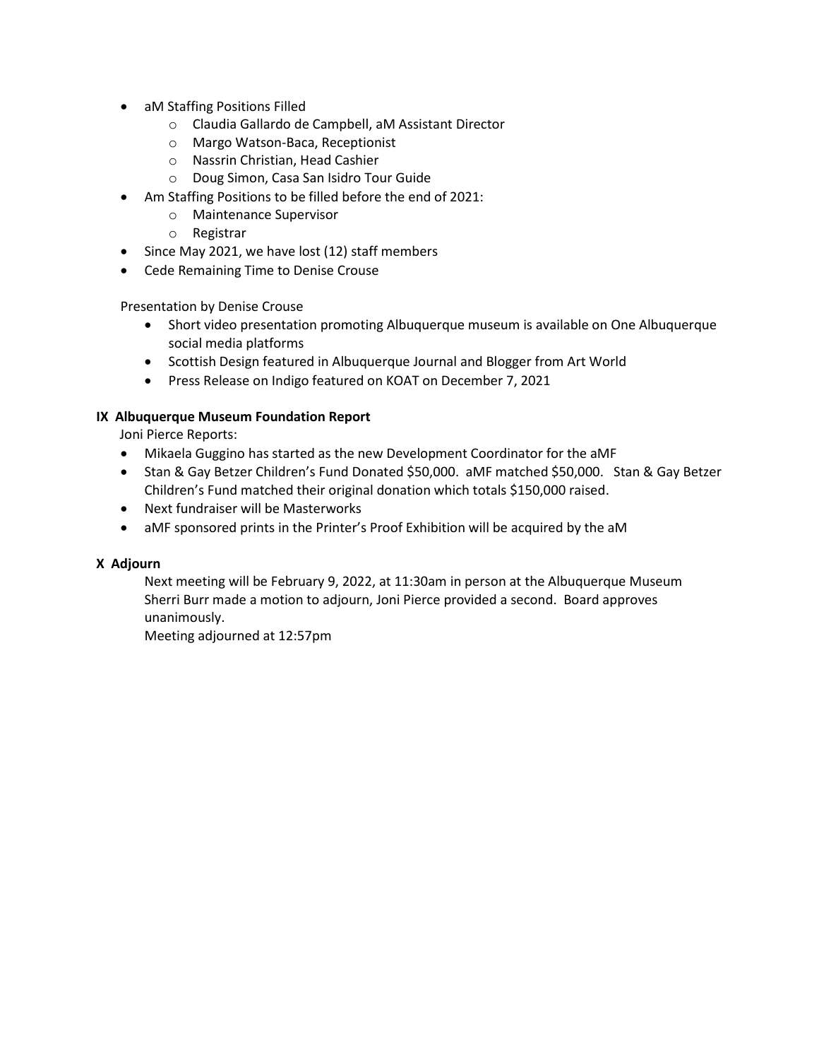- aM Staffing Positions Filled
  - Claudia Gallardo de Campbell, aM Assistant Director
  - Margo Watson-Baca, Receptionist
  - Nassrin Christian, Head Cashier
  - Doug Simon, Casa San Isidro Tour Guide
- Am Staffing Positions to be filled before the end of 2021:
  - Maintenance Supervisor
  - Registrar
- Since May 2021, we have lost (12) staff members
- Cede Remaining Time to Denise Crouse

Presentation by Denise Crouse

- Short video presentation promoting Albuquerque museum is available on One Albuquerque social media platforms
- Scottish Design featured in Albuquerque Journal and Blogger from Art World
- Press Release on Indigo featured on KOAT on December 7, 2021

**IX Albuquerque Museum Foundation Report**

Joni Pierce Reports:

- Mikaela Guggino has started as the new Development Coordinator for the aMF
- Stan & Gay Betzer Children's Fund Donated $50,000. aMF matched $50,000. Stan & Gay Betzer Children's Fund matched their original donation which totals $150,000 raised.
- Next fundraiser will be Masterworks
- aMF sponsored prints in the Printer's Proof Exhibition will be acquired by the aM

**X Adjourn**

Next meeting will be February 9, 2022, at 11:30am in person at the Albuquerque Museum
Sherri Burr made a motion to adjourn, Joni Pierce provided a second. Board approves unanimously.
Meeting adjourned at 12:57pm